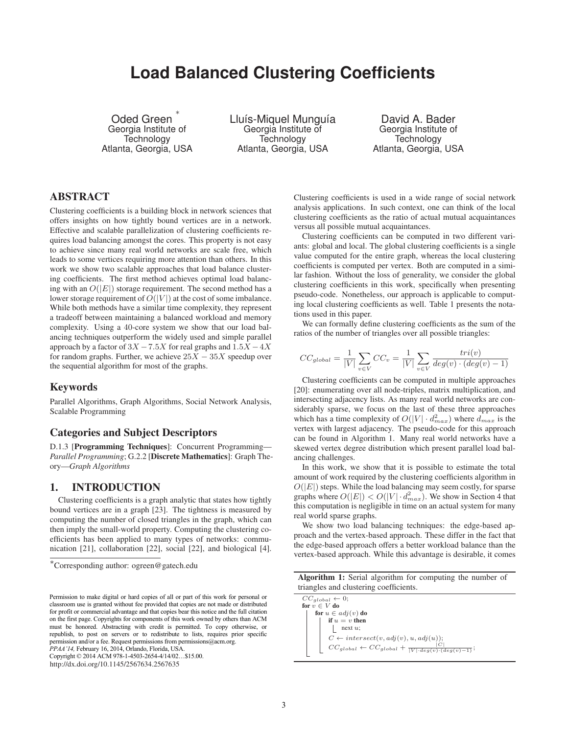# Load Balanced Clustering Coefficients

Oded Green [*]
Georgia Institute of Technology
Atlanta, Georgia, USA

Lluís-Miquel Munguía
Georgia Institute of Technology
Atlanta, Georgia, USA

David A. Bader
Georgia Institute of Technology
Atlanta, Georgia, USA

## ABSTRACT

Clustering coefficients is a building block in network sciences that offers insights on how tightly bound vertices are in a network. Effective and scalable parallelization of clustering coefficients requires load balancing amongst the cores. This property is not easy to achieve since many real world networks are scale free, which leads to some vertices requiring more attention than others. In this work we show two scalable approaches that load balance clustering coefficients. The first method achieves optimal load balancing with an $O(|E|)$ storage requirement. The second method has a lower storage requirement of $O(|V|)$ at the cost of some imbalance. While both methods have a similar time complexity, they represent a tradeoff between maintaining a balanced workload and memory complexity. Using a 40-core system we show that our load balancing techniques outperform the widely used and simple parallel approach by a factor of $3X - 7.5X$ for real graphs and $1.5X - 4X$ for random graphs. Further, we achieve $25X - 35X$ speedup over the sequential algorithm for most of the graphs.

## Keywords

Parallel Algorithms, Graph Algorithms, Social Network Analysis, Scalable Programming

## Categories and Subject Descriptors

D.1.3 [**Programming Techniques**]: Concurrent Programming—*Parallel Programming*; G.2.2 [**Discrete Mathematics**]: Graph Theory—*Graph Algorithms*

## 1. INTRODUCTION

Clustering coefficients is a graph analytic that states how tightly bound vertices are in a graph [23]. The tightness is measured by computing the number of closed triangles in the graph, which can then imply the small-world property. Computing the clustering coefficients has been applied to many types of networks: communication [21], collaboration [22], social [22], and biological [4].

[*]Corresponding author: ogreen@gatech.edu

Permission to make digital or hard copies of all or part of this work for personal or classroom use is granted without fee provided that copies are not made or distributed for profit or commercial advantage and that copies bear this notice and the full citation on the first page. Copyrights for components of this work owned by others than ACM must be honored. Abstracting with credit is permitted. To copy otherwise, or republish, to post on servers or to redistribute to lists, requires prior specific permission and/or a fee. Request permissions from permissions@acm.org.
*PPAA'14,* February 16, 2014, Orlando, Florida, USA.
Copyright © 2014 ACM 978-1-4503-2654-4/14/02…$15.00.
http://dx.doi.org/10.1145/2567634.2567635

Clustering coefficients is used in a wide range of social network analysis applications. In such context, one can think of the local clustering coefficients as the ratio of actual mutual acquaintances versus all possible mutual acquaintances.

Clustering coefficients can be computed in two different variants: global and local. The global clustering coefficients is a single value computed for the entire graph, whereas the local clustering coefficients is computed per vertex. Both are computed in a similar fashion. Without the loss of generality, we consider the global clustering coefficients in this work, specifically when presenting pseudo-code. Nonetheless, our approach is applicable to computing local clustering coefficients as well. Table 1 presents the notations used in this paper.

We can formally define clustering coefficients as the sum of the ratios of the number of triangles over all possible triangles:

$$CC_{global} = \frac{1}{|V|}\sum_{v \in V} CC_v = \frac{1}{|V|}\sum_{v \in V} \frac{tri(v)}{deg(v) \cdot (deg(v)-1)}$$

Clustering coefficients can be computed in multiple approaches [20]: enumerating over all node-triples, matrix multiplication, and intersecting adjacency lists. As many real world networks are considerably sparse, we focus on the last of these three approaches which has a time complexity of $O(|V| \cdot d_{max}^2)$ where $d_{max}$ is the vertex with largest adjacency. The pseudo-code for this approach can be found in Algorithm 1. Many real world networks have a skewed vertex degree distribution which present parallel load balancing challenges.

In this work, we show that it is possible to estimate the total amount of work required by the clustering coefficients algorithm in $O(|E|)$ steps. While the load balancing may seem costly, for sparse graphs where $O(|E|) < O(|V| \cdot d_{max}^2)$. We show in Section 4 that this computation is negligible in time on an actual system for many real world sparse graphs.

We show two load balancing techniques: the edge-based approach and the vertex-based approach. These differ in the fact that the edge-based approach offers a better workload balance than the vertex-based approach. While this advantage is desirable, it comes

**Algorithm 1:** Serial algorithm for computing the number of triangles and clustering coefficients.

```
CC_global ← 0;
for v ∈ V do
    for u ∈ adj(v) do
        if u = v then
            next u;
        C ← intersect(v, adj(v), u, adj(u));
        CC_global ← CC_global + |C| / (|V|·deg(v)·(deg(v)−1));
```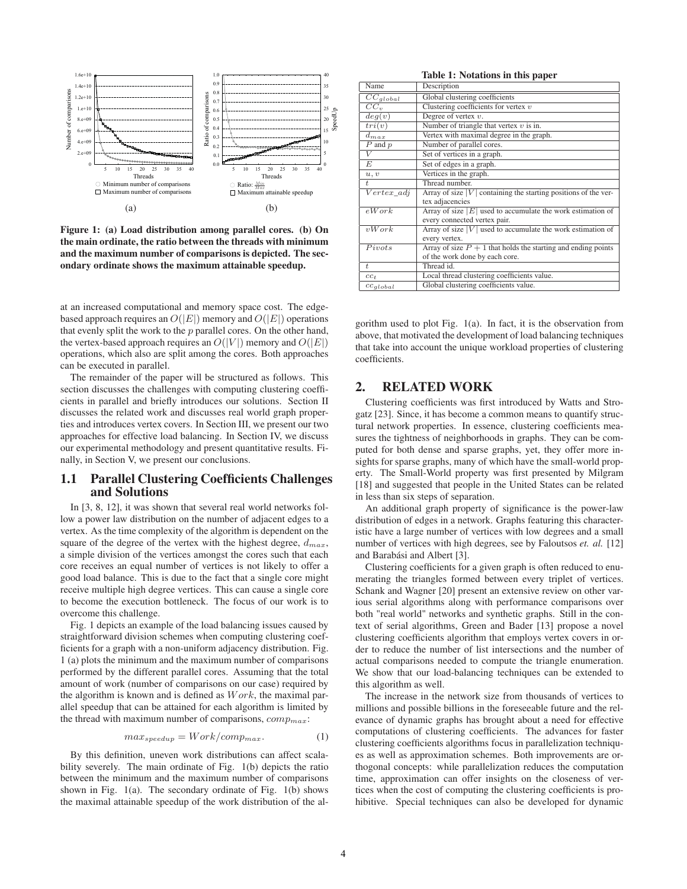Figure 1: (a) Load distribution among parallel cores. (b) On the main ordinate, the ratio between the threads with minimum and the maximum number of comparisons is depicted. The secondary ordinate shows the maximum attainable speedup.

at an increased computational and memory space cost. The edge-based approach requires an $O(|E|)$ memory and $O(|E|)$ operations that evenly split the work to the $p$ parallel cores. On the other hand, the vertex-based approach requires an $O(|V|)$ memory and $O(|E|)$ operations, which also are split among the cores. Both approaches can be executed in parallel.

The remainder of the paper will be structured as follows. This section discusses the challenges with computing clustering coefficients in parallel and briefly introduces our solutions. Section II discusses the related work and discusses real world graph properties and introduces vertex covers. In Section III, we present our two approaches for effective load balancing. In Section IV, we discuss our experimental methodology and present quantitative results. Finally, in Section V, we present our conclusions.

### 1.1 Parallel Clustering Coefficients Challenges and Solutions

In [3, 8, 12], it was shown that several real world networks follow a power law distribution on the number of adjacent edges to a vertex. As the time complexity of the algorithm is dependent on the square of the degree of the vertex with the highest degree, $d_{max}$, a simple division of the vertices amongst the cores such that each core receives an equal number of vertices is not likely to offer a good load balance. This is due to the fact that a single core might receive multiple high degree vertices. This can cause a single core to become the execution bottleneck. The focus of our work is to overcome this challenge.

Fig. 1 depicts an example of the load balancing issues caused by straightforward division schemes when computing clustering coefficients for a graph with a non-uniform adjacency distribution. Fig. 1 (a) plots the minimum and the maximum number of comparisons performed by the different parallel cores. Assuming that the total amount of work (number of comparisons on our case) required by the algorithm is known and is defined as $Work$, the maximal parallel speedup that can be attained for each algorithm is limited by the thread with maximum number of comparisons, $comp_{max}$:

$$max_{speedup} = Work/comp_{max}. \quad (1)$$

By this definition, uneven work distributions can affect scalability severely. The main ordinate of Fig. 1(b) depicts the ratio between the minimum and the maximum number of comparisons shown in Fig. 1(a). The secondary ordinate of Fig. 1(b) shows the maximal attainable speedup of the work distribution of the algorithm used to plot Fig. 1(a). In fact, it is the observation from above, that motivated the development of load balancing techniques that take into account the unique workload properties of clustering coefficients.

**Table 1: Notations in this paper**

| Name | Description |
|---|---|
| $CC_{global}$ | Global clustering coefficients |
| $CC_v$ | Clustering coefficients for vertex $v$ |
| $deg(v)$ | Degree of vertex $v$. |
| $tri(v)$ | Number of triangle that vertex $v$ is in. |
| $d_{max}$ | Vertex with maximal degree in the graph. |
| $P$ and $p$ | Number of parallel cores. |
| $V$ | Set of vertices in a graph. |
| $E$ | Set of edges in a graph. |
| $u, v$ | Vertices in the graph. |
| $t$ | Thread number. |
| $Vertex\_adj$ | Array of size $\|V\|$ containing the starting positions of the vertex adjacencies |
| $eWork$ | Array of size $\|E\|$ used to accumulate the work estimation of every connected vertex pair. |
| $vWork$ | Array of size $\|V\|$ used to accumulate the work estimation of every vertex. |
| $Pivots$ | Array of size $P+1$ that holds the starting and ending points of the work done by each core. |
| $t$ | Thread id. |
| $cc_t$ | Local thread clustering coefficients value. |
| $cc_{global}$ | Global clustering coefficients value. |

## 2. RELATED WORK

Clustering coefficients was first introduced by Watts and Strogatz [23]. Since, it has become a common means to quantify structural network properties. In essence, clustering coefficients measures the tightness of neighborhoods in graphs. They can be computed for both dense and sparse graphs, yet, they offer more insights for sparse graphs, many of which have the small-world property. The Small-World property was first presented by Milgram [18] and suggested that people in the United States can be related in less than six steps of separation.

An additional graph property of significance is the power-law distribution of edges in a network. Graphs featuring this characteristic have a large number of vertices with low degrees and a small number of vertices with high degrees, see by Faloutsos *et. al.* [12] and Barabási and Albert [3].

Clustering coefficients for a given graph is often reduced to enumerating the triangles formed between every triplet of vertices. Schank and Wagner [20] present an extensive review on other various serial algorithms along with performance comparisons over both "real world" networks and synthetic graphs. Still in the context of serial algorithms, Green and Bader [13] propose a novel clustering coefficients algorithm that employs vertex covers in order to reduce the number of list intersections and the number of actual comparisons needed to compute the triangle enumeration. We show that our load-balancing techniques can be extended to this algorithm as well.

The increase in the network size from thousands of vertices to millions and possible billions in the foreseeable future and the relevance of dynamic graphs has brought about a need for effective computations of clustering coefficients. The advances for faster clustering coefficients algorithms focus in parallelization techniques as well as approximation schemes. Both improvements are orthogonal concepts: while parallelization reduces the computation time, approximation can offer insights on the closeness of vertices when the cost of computing the clustering coefficients is prohibitive. Special techniques can also be developed for dynamic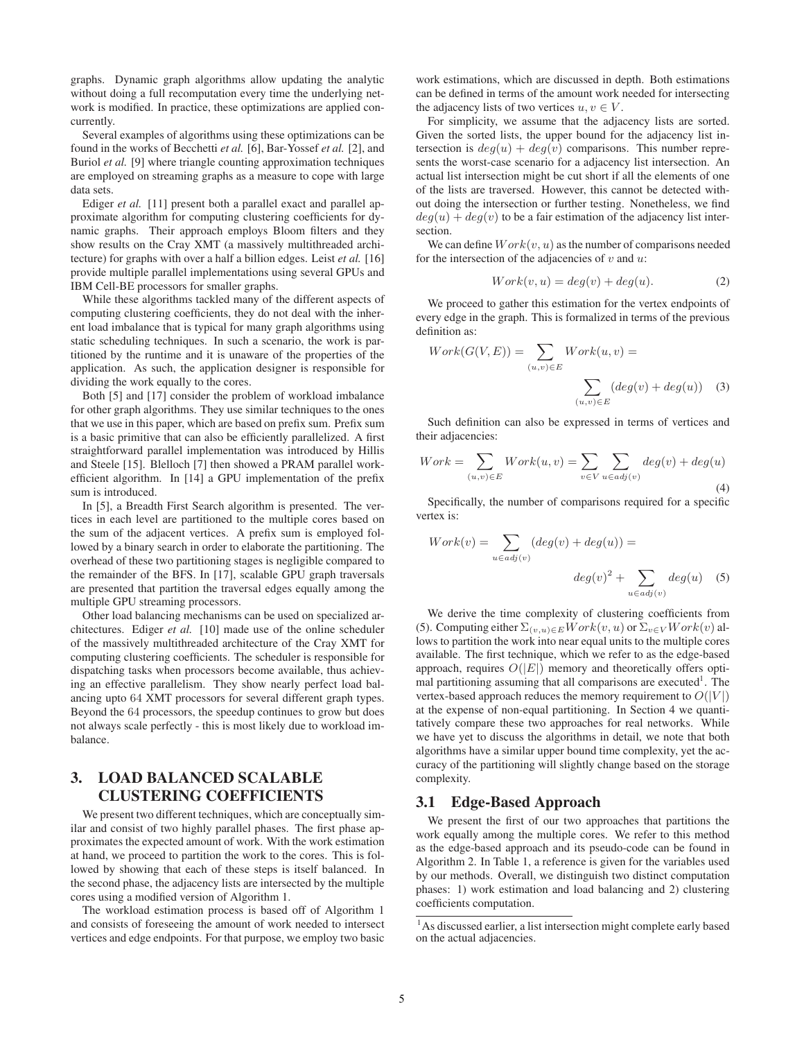graphs. Dynamic graph algorithms allow updating the analytic without doing a full recomputation every time the underlying network is modified. In practice, these optimizations are applied concurrently.

Several examples of algorithms using these optimizations can be found in the works of Becchetti *et al.* [6], Bar-Yossef *et al.* [2], and Buriol *et al.* [9] where triangle counting approximation techniques are employed on streaming graphs as a measure to cope with large data sets.

Ediger *et al.* [11] present both a parallel exact and parallel approximate algorithm for computing clustering coefficients for dynamic graphs. Their approach employs Bloom filters and they show results on the Cray XMT (a massively multithreaded architecture) for graphs with over a half a billion edges. Leist *et al.* [16] provide multiple parallel implementations using several GPUs and IBM Cell-BE processors for smaller graphs.

While these algorithms tackled many of the different aspects of computing clustering coefficients, they do not deal with the inherent load imbalance that is typical for many graph algorithms using static scheduling techniques. In such a scenario, the work is partitioned by the runtime and it is unaware of the properties of the application. As such, the application designer is responsible for dividing the work equally to the cores.

Both [5] and [17] consider the problem of workload imbalance for other graph algorithms. They use similar techniques to the ones that we use in this paper, which are based on prefix sum. Prefix sum is a basic primitive that can also be efficiently parallelized. A first straightforward parallel implementation was introduced by Hillis and Steele [15]. Blelloch [7] then showed a PRAM parallel work-efficient algorithm. In [14] a GPU implementation of the prefix sum is introduced.

In [5], a Breadth First Search algorithm is presented. The vertices in each level are partitioned to the multiple cores based on the sum of the adjacent vertices. A prefix sum is employed followed by a binary search in order to elaborate the partitioning. The overhead of these two partitioning stages is negligible compared to the remainder of the BFS. In [17], scalable GPU graph traversals are presented that partition the traversal edges equally among the multiple GPU streaming processors.

Other load balancing mechanisms can be used on specialized architectures. Ediger *et al.* [10] made use of the online scheduler of the massively multithreaded architecture of the Cray XMT for computing clustering coefficients. The scheduler is responsible for dispatching tasks when processors become available, thus achieving an effective parallelism. They show nearly perfect load balancing upto 64 XMT processors for several different graph types. Beyond the 64 processors, the speedup continues to grow but does not always scale perfectly - this is most likely due to workload imbalance.

## 3. LOAD BALANCED SCALABLE CLUSTERING COEFFICIENTS

We present two different techniques, which are conceptually similar and consist of two highly parallel phases. The first phase approximates the expected amount of work. With the work estimation at hand, we proceed to partition the work to the cores. This is followed by showing that each of these steps is itself balanced. In the second phase, the adjacency lists are intersected by the multiple cores using a modified version of Algorithm 1.

The workload estimation process is based off of Algorithm 1 and consists of foreseeing the amount of work needed to intersect vertices and edge endpoints. For that purpose, we employ two basic work estimations, which are discussed in depth. Both estimations can be defined in terms of the amount work needed for intersecting the adjacency lists of two vertices $u, v \in V$.

For simplicity, we assume that the adjacency lists are sorted. Given the sorted lists, the upper bound for the adjacency list intersection is $deg(u) + deg(v)$ comparisons. This number represents the worst-case scenario for a adjacency list intersection. An actual list intersection might be cut short if all the elements of one of the lists are traversed. However, this cannot be detected without doing the intersection or further testing. Nonetheless, we find $deg(u) + deg(v)$ to be a fair estimation of the adjacency list intersection.

We can define $Work(v, u)$ as the number of comparisons needed for the intersection of the adjacencies of $v$ and $u$:

$$Work(v, u) = deg(v) + deg(u). \tag{2}$$

We proceed to gather this estimation for the vertex endpoints of every edge in the graph. This is formalized in terms of the previous definition as:

$$Work(G(V, E)) = \sum_{(u,v)\in E} Work(u, v) = \sum_{(u,v)\in E} (deg(v) + deg(u)) \tag{3}$$

Such definition can also be expressed in terms of vertices and their adjacencies:

$$Work = \sum_{(u,v)\in E} Work(u, v) = \sum_{v\in V} \sum_{u\in adj(v)} deg(v) + deg(u) \tag{4}$$

Specifically, the number of comparisons required for a specific vertex is:

$$Work(v) = \sum_{u\in adj(v)} (deg(v) + deg(u)) = deg(v)^2 + \sum_{u\in adj(v)} deg(u) \tag{5}$$

We derive the time complexity of clustering coefficients from (5). Computing either $\Sigma_{(v,u)\in E} Work(v, u)$ or $\Sigma_{v\in V} Work(v)$ allows to partition the work into near equal units to the multiple cores available. The first technique, which we refer to as the edge-based approach, requires $O(|E|)$ memory and theoretically offers optimal partitioning assuming that all comparisons are executed[1]. The vertex-based approach reduces the memory requirement to $O(|V|)$ at the expense of non-equal partitioning. In Section 4 we quantitatively compare these two approaches for real networks. While we have yet to discuss the algorithms in detail, we note that both algorithms have a similar upper bound time complexity, yet the accuracy of the partitioning will slightly change based on the storage complexity.

### 3.1 Edge-Based Approach

We present the first of our two approaches that partitions the work equally among the multiple cores. We refer to this method as the edge-based approach and its pseudo-code can be found in Algorithm 2. In Table 1, a reference is given for the variables used by our methods. Overall, we distinguish two distinct computation phases: 1) work estimation and load balancing and 2) clustering coefficients computation.

[1] As discussed earlier, a list intersection might complete early based on the actual adjacencies.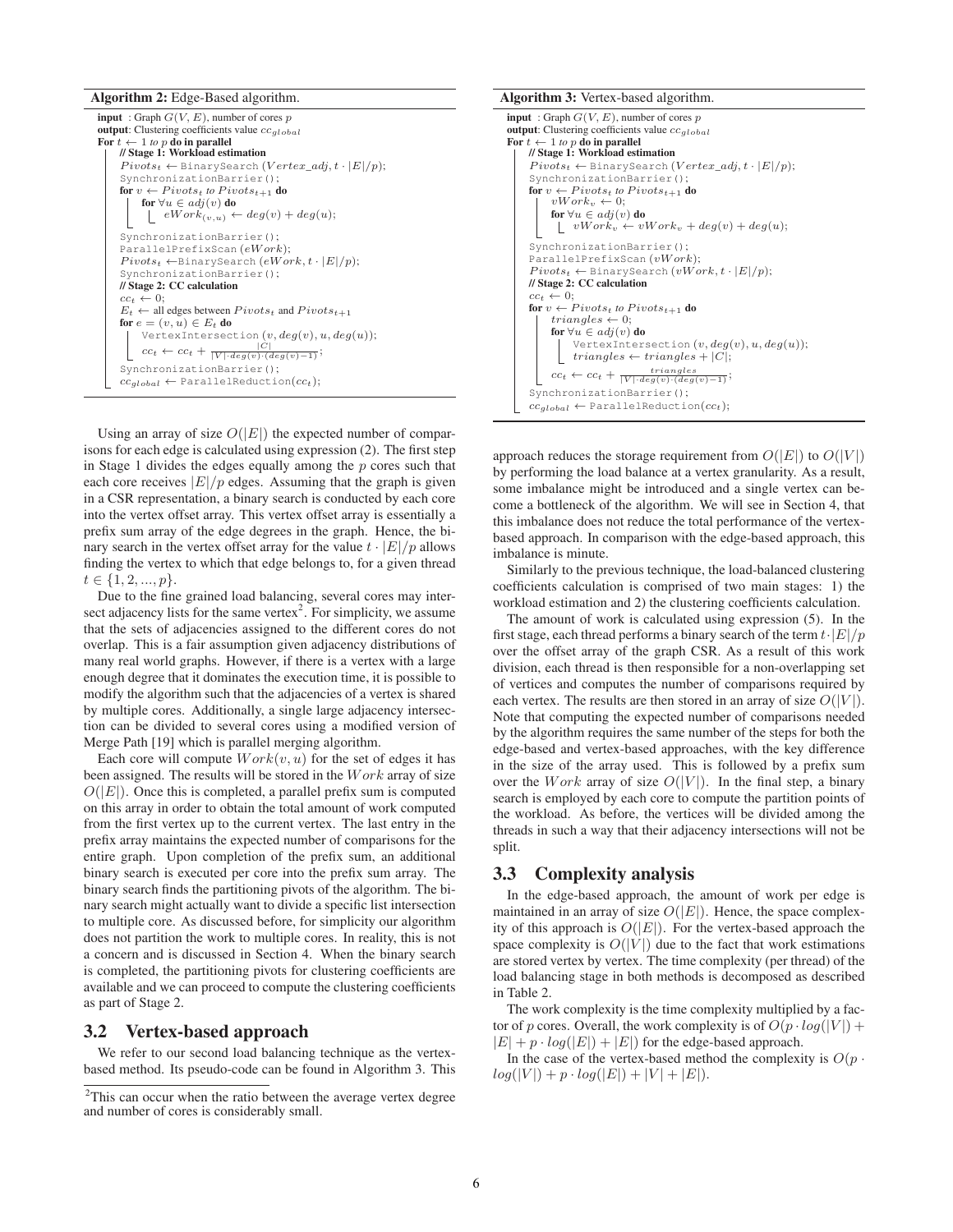**Algorithm 2:** Edge-Based algorithm.

```
input : Graph G(V, E), number of cores p
output: Clustering coefficients value cc_global
For t ← 1 to p do in parallel
    // Stage 1: Workload estimation
    Pivots_t ← BinarySearch(Vertex_adj, t · |E|/p);
    SynchronizationBarrier();
    for v ← Pivots_t to Pivots_{t+1} do
        for ∀u ∈ adj(v) do
            eWork_(v,u) ← deg(v) + deg(u);
    SynchronizationBarrier();
    ParallelPrefixScan(eWork);
    Pivots_t ← BinarySearch(eWork, t · |E|/p);
    SynchronizationBarrier();
    // Stage 2: CC calculation
    cc_t ← 0;
    E_t ← all edges between Pivots_t and Pivots_{t+1}
    for e = (v, u) ∈ E_t do
        VertexIntersection(v, deg(v), u, deg(u));
        cc_t ← cc_t + |C| / (|V| · deg(v) · (deg(v) − 1));
    SynchronizationBarrier();
    cc_global ← ParallelReduction(cc_t);
```

Using an array of size $O(|E|)$ the expected number of comparisons for each edge is calculated using expression (2). The first step in Stage 1 divides the edges equally among the $p$ cores such that each core receives $|E|/p$ edges. Assuming that the graph is given in a CSR representation, a binary search is conducted by each core into the vertex offset array. This vertex offset array is essentially a prefix sum array of the edge degrees in the graph. Hence, the binary search in the vertex offset array for the value $t \cdot |E|/p$ allows finding the vertex to which that edge belongs to, for a given thread $t \in \{1, 2, ..., p\}$.

Due to the fine grained load balancing, several cores may intersect adjacency lists for the same vertex[2]. For simplicity, we assume that the sets of adjacencies assigned to the different cores do not overlap. This is a fair assumption given adjacency distributions of many real world graphs. However, if there is a vertex with a large enough degree that it dominates the execution time, it is possible to modify the algorithm such that the adjacencies of a vertex is shared by multiple cores. Additionally, a single large adjacency intersection can be divided to several cores using a modified version of Merge Path [19] which is parallel merging algorithm.

Each core will compute $Work(v, u)$ for the set of edges it has been assigned. The results will be stored in the $Work$ array of size $O(|E|)$. Once this is completed, a parallel prefix sum is computed on this array in order to obtain the total amount of work computed from the first vertex up to the current vertex. The last entry in the prefix array maintains the expected number of comparisons for the entire graph. Upon completion of the prefix sum, an additional binary search is executed per core into the prefix sum array. The binary search finds the partitioning pivots of the algorithm. The binary search might actually want to divide a specific list intersection to multiple core. As discussed before, for simplicity our algorithm does not partition the work to multiple cores. In reality, this is not a concern and is discussed in Section 4. When the binary search is completed, the partitioning pivots for clustering coefficients are available and we can proceed to compute the clustering coefficients as part of Stage 2.

## 3.2 Vertex-based approach

We refer to our second load balancing technique as the vertex-based method. Its pseudo-code can be found in Algorithm 3. This approach reduces the storage requirement from $O(|E|)$ to $O(|V|)$ by performing the load balance at a vertex granularity. As a result, some imbalance might be introduced and a single vertex can become a bottleneck of the algorithm. We will see in Section 4, that this imbalance does not reduce the total performance of the vertex-based approach. In comparison with the edge-based approach, this imbalance is minute.

[2] This can occur when the ratio between the average vertex degree and number of cores is considerably small.

**Algorithm 3:** Vertex-based algorithm.

```
input : Graph G(V, E), number of cores p
output: Clustering coefficients value cc_global
For t ← 1 to p do in parallel
    // Stage 1: Workload estimation
    Pivots_t ← BinarySearch(Vertex_adj, t · |E|/p);
    SynchronizationBarrier();
    for v ← Pivots_t to Pivots_{t+1} do
        vWork_v ← 0;
        for ∀u ∈ adj(v) do
            vWork_v ← vWork_v + deg(v) + deg(u);
    SynchronizationBarrier();
    ParallelPrefixScan(vWork);
    Pivots_t ← BinarySearch(vWork, t · |E|/p);
    // Stage 2: CC calculation
    cc_t ← 0;
    for v ← Pivots_t to Pivots_{t+1} do
        triangles ← 0;
        for ∀u ∈ adj(v) do
            VertexIntersection(v, deg(v), u, deg(u));
            triangles ← triangles + |C|;
        cc_t ← cc_t + triangles / (|V| · deg(v) · (deg(v) − 1));
    SynchronizationBarrier();
    cc_global ← ParallelReduction(cc_t);
```

Similarly to the previous technique, the load-balanced clustering coefficients calculation is comprised of two main stages: 1) the workload estimation and 2) the clustering coefficients calculation.

The amount of work is calculated using expression (5). In the first stage, each thread performs a binary search of the term $t \cdot |E|/p$ over the offset array of the graph CSR. As a result of this work division, each thread is then responsible for a non-overlapping set of vertices and computes the number of comparisons required by each vertex. The results are then stored in an array of size $O(|V|)$. Note that computing the expected number of comparisons needed by the algorithm requires the same number of the steps for both the edge-based and vertex-based approaches, with the key difference in the size of the array used. This is followed by a prefix sum over the $Work$ array of size $O(|V|)$. In the final step, a binary search is employed by each core to compute the partition points of the workload. As before, the vertices will be divided among the threads in such a way that their adjacency intersections will not be split.

## 3.3 Complexity analysis

In the edge-based approach, the amount of work per edge is maintained in an array of size $O(|E|)$. Hence, the space complexity of this approach is $O(|E|)$. For the vertex-based approach the space complexity is $O(|V|)$ due to the fact that work estimations are stored vertex by vertex. The time complexity (per thread) of the load balancing stage in both methods is decomposed as described in Table 2.

The work complexity is the time complexity multiplied by a factor of $p$ cores. Overall, the work complexity is of $O(p \cdot log(|V|) + |E| + p \cdot log(|E|) + |E|)$ for the edge-based approach.

In the case of the vertex-based method the complexity is $O(p \cdot log(|V|) + p \cdot log(|E|) + |V| + |E|)$.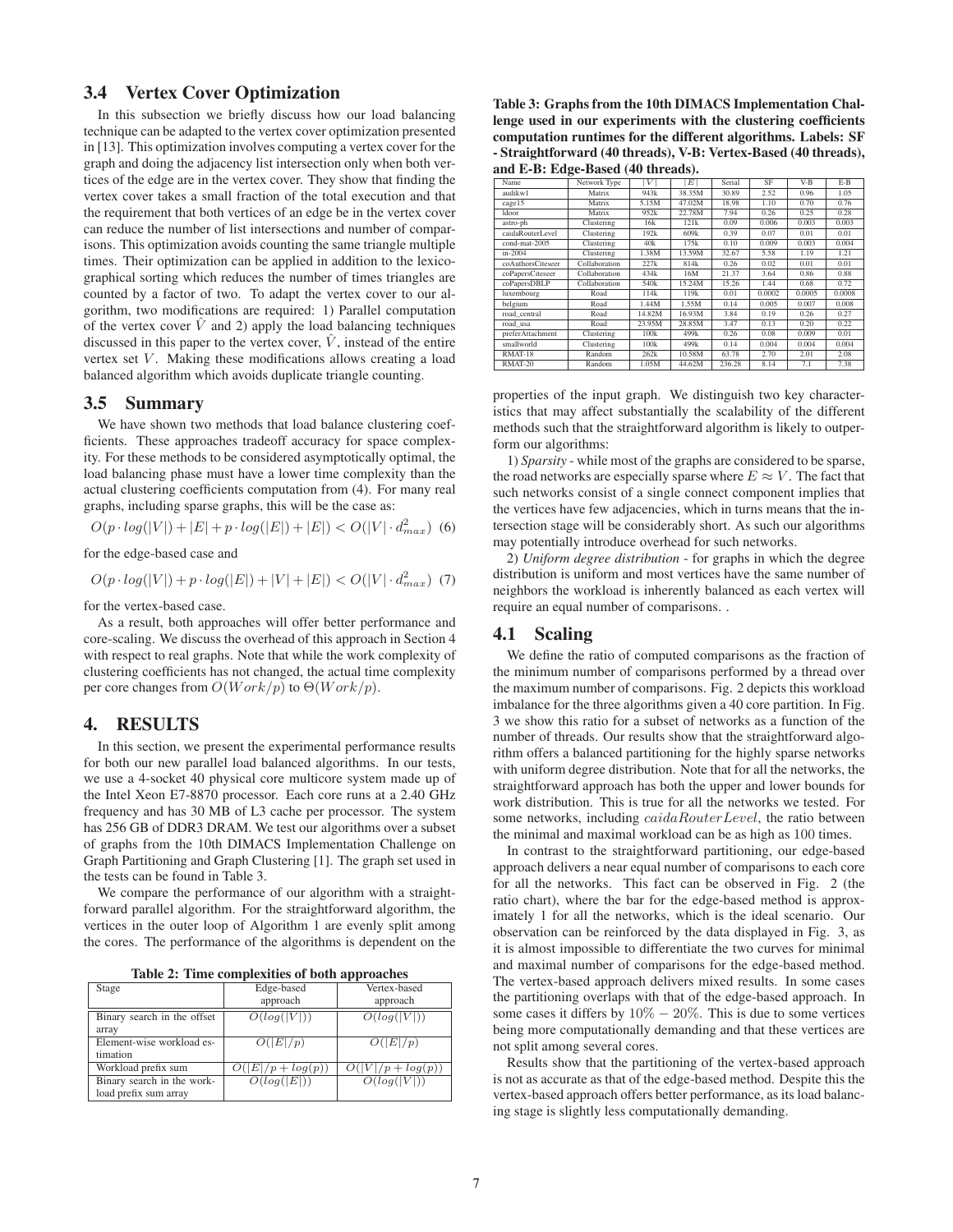### 3.4 Vertex Cover Optimization

In this subsection we briefly discuss how our load balancing technique can be adapted to the vertex cover optimization presented in [13]. This optimization involves computing a vertex cover for the graph and doing the adjacency list intersection only when both vertices of the edge are in the vertex cover. They show that finding the vertex cover takes a small fraction of the total execution and that the requirement that both vertices of an edge be in the vertex cover can reduce the number of list intersections and number of comparisons. This optimization avoids counting the same triangle multiple times. Their optimization can be applied in addition to the lexicographical sorting which reduces the number of times triangles are counted by a factor of two. To adapt the vertex cover to our algorithm, two modifications are required: 1) Parallel computation of the vertex cover $\hat{V}$ and 2) apply the load balancing techniques discussed in this paper to the vertex cover, $\hat{V}$, instead of the entire vertex set $V$. Making these modifications allows creating a load balanced algorithm which avoids duplicate triangle counting.

### 3.5 Summary

We have shown two methods that load balance clustering coefficients. These approaches tradeoff accuracy for space complexity. For these methods to be considered asymptotically optimal, the load balancing phase must have a lower time complexity than the actual clustering coefficients computation from (4). For many real graphs, including sparse graphs, this will be the case as:

$$O(p \cdot log(|V|) + |E| + p \cdot log(|E|) + |E|) < O(|V| \cdot d_{max}^2) \quad (6)$$

for the edge-based case and

$$O(p \cdot log(|V|) + p \cdot log(|E|) + |V| + |E|) < O(|V| \cdot d_{max}^2) \quad (7)$$

for the vertex-based case.

As a result, both approaches will offer better performance and core-scaling. We discuss the overhead of this approach in Section 4 with respect to real graphs. Note that while the work complexity of clustering coefficients has not changed, the actual time complexity per core changes from $O(Work/p)$ to $\Theta(Work/p)$.

## 4. RESULTS

In this section, we present the experimental performance results for both our new parallel load balanced algorithms. In our tests, we use a 4-socket 40 physical core multicore system made up of the Intel Xeon E7-8870 processor. Each core runs at a 2.40 GHz frequency and has 30 MB of L3 cache per processor. The system has 256 GB of DDR3 DRAM. We test our algorithms over a subset of graphs from the 10th DIMACS Implementation Challenge on Graph Partitioning and Graph Clustering [1]. The graph set used in the tests can be found in Table 3.

We compare the performance of our algorithm with a straightforward parallel algorithm. For the straightforward algorithm, the vertices in the outer loop of Algorithm 1 are evenly split among the cores. The performance of the algorithms is dependent on the properties of the input graph. We distinguish two key characteristics that may affect substantially the scalability of the different methods such that the straightforward algorithm is likely to outperform our algorithms:

**Table 2: Time complexities of both approaches**

| Stage | Edge-based approach | Vertex-based approach |
|---|---|---|
| Binary search in the offset array | $O(log(\|V\|))$ | $O(log(\|V\|))$ |
| Element-wise workload estimation | $O(\|E\|/p)$ | $O(\|E\|/p)$ |
| Workload prefix sum | $O(\|E\|/p + log(p))$ | $O(\|V\|/p + log(p))$ |
| Binary search in the workload prefix sum array | $O(log(\|E\|))$ | $O(log(\|V\|))$ |

**Table 3: Graphs from the 10th DIMACS Implementation Challenge used in our experiments with the clustering coefficients computation runtimes for the different algorithms. Labels: SF - Straightforward (40 threads), V-B: Vertex-Based (40 threads), and E-B: Edge-Based (40 threads).**

| Name | Network Type | $\|V\|$ | $\|E\|$ | Serial | SF | V-B | E-B |
|---|---|---|---|---|---|---|---|
| audikw1 | Matrix | 943k | 38.35M | 30.89 | 2.52 | 0.96 | 1.05 |
| cage15 | Matrix | 5.15M | 47.02M | 18.98 | 1.10 | 0.70 | 0.76 |
| ldoor | Matrix | 952k | 22.78M | 7.94 | 0.26 | 0.25 | 0.28 |
| astro-ph | Clustering | 16k | 121k | 0.09 | 0.006 | 0.003 | 0.003 |
| caidaRouterLevel | Clustering | 192k | 609k | 0.39 | 0.07 | 0.01 | 0.01 |
| cond-mat-2005 | Clustering | 40k | 175k | 0.10 | 0.009 | 0.003 | 0.004 |
| in-2004 | Clustering | 1.38M | 13.59M | 32.67 | 5.58 | 1.19 | 1.21 |
| coAuthorsCiteseer | Collaboration | 227k | 814k | 0.26 | 0.02 | 0.01 | 0.01 |
| coPapersCiteseer | Collaboration | 434k | 16M | 21.37 | 3.64 | 0.86 | 0.88 |
| coPapersDBLP | Collaboration | 540k | 15.24M | 15.26 | 1.44 | 0.68 | 0.72 |
| luxembourg | Road | 114k | 119k | 0.01 | 0.0002 | 0.0005 | 0.0008 |
| belgium | Road | 1.44M | 1.55M | 0.14 | 0.005 | 0.007 | 0.008 |
| road_central | Road | 14.82M | 16.93M | 3.84 | 0.19 | 0.26 | 0.27 |
| road_usa | Road | 23.95M | 28.85M | 3.47 | 0.13 | 0.20 | 0.22 |
| preferAttachment | Clustering | 100k | 499k | 0.26 | 0.08 | 0.009 | 0.01 |
| smallworld | Clustering | 100k | 499k | 0.14 | 0.004 | 0.004 | 0.004 |
| RMAT-18 | Random | 262k | 10.58M | 63.78 | 2.70 | 2.01 | 2.08 |
| RMAT-20 | Random | 1.05M | 44.62M | 236.28 | 8.14 | 7.1 | 7.38 |

1) *Sparsity* - while most of the graphs are considered to be sparse, the road networks are especially sparse where $E \approx V$. The fact that such networks consist of a single connect component implies that the vertices have few adjacencies, which in turns means that the intersection stage will be considerably short. As such our algorithms may potentially introduce overhead for such networks.

2) *Uniform degree distribution* - for graphs in which the degree distribution is uniform and most vertices have the same number of neighbors the workload is inherently balanced as each vertex will require an equal number of comparisons. .

### 4.1 Scaling

We define the ratio of computed comparisons as the fraction of the minimum number of comparisons performed by a thread over the maximum number of comparisons. Fig. 2 depicts this workload imbalance for the three algorithms given a 40 core partition. In Fig. 3 we show this ratio for a subset of networks as a function of the number of threads. Our results show that the straightforward algorithm offers a balanced partitioning for the highly sparse networks with uniform degree distribution. Note that for all the networks, the straightforward approach has both the upper and lower bounds for work distribution. This is true for all the networks we tested. For some networks, including $caidaRouterLevel$, the ratio between the minimal and maximal workload can be as high as 100 times.

In contrast to the straightforward partitioning, our edge-based approach delivers a near equal number of comparisons to each core for all the networks. This fact can be observed in Fig. 2 (the ratio chart), where the bar for the edge-based method is approximately 1 for all the networks, which is the ideal scenario. Our observation can be reinforced by the data displayed in Fig. 3, as it is almost impossible to differentiate the two curves for minimal and maximal number of comparisons for the edge-based method. The vertex-based approach delivers mixed results. In some cases the partitioning overlaps with that of the edge-based approach. In some cases it differs by $10\% - 20\%$. This is due to some vertices being more computationally demanding and that these vertices are not split among several cores.

Results show that the partitioning of the vertex-based approach is not as accurate as that of the edge-based method. Despite this the vertex-based approach offers better performance, as its load balancing stage is slightly less computationally demanding.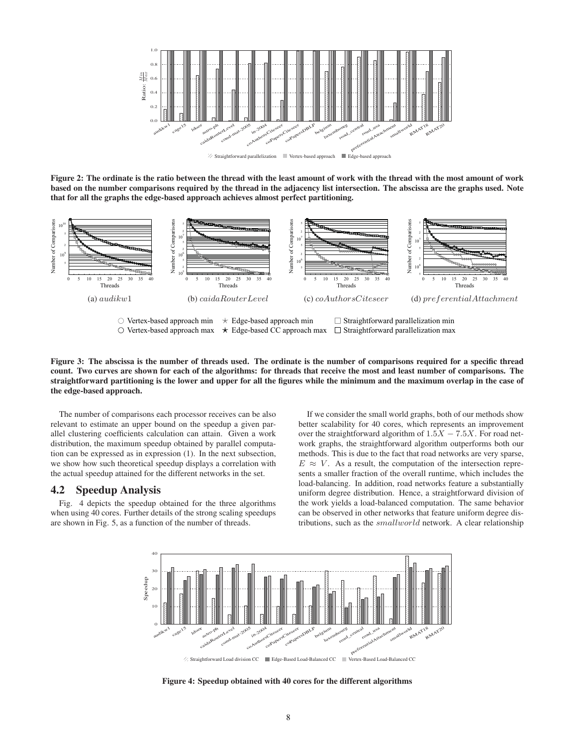Figure 2: The ordinate is the ratio between the thread with the least amount of work with the thread with the most amount of work based on the number comparisons required by the thread in the adjacency list intersection. The abscissa are the graphs used. Note that for all the graphs the edge-based approach achieves almost perfect partitioning.

(a) $audikw1$ (b) $caidaRouterLevel$ (c) $coAuthorsCiteseer$ (d) $preferentialAttachment$

Figure 3: The abscissa is the number of threads used. The ordinate is the number of comparisons required for a specific thread count. Two curves are shown for each of the algorithms: for threads that receive the most and least number of comparisons. The straightforward partitioning is the lower and upper for all the figures while the minimum and the maximum overlap in the case of the edge-based approach.

The number of comparisons each processor receives can be also relevant to estimate an upper bound on the speedup a given parallel clustering coefficients calculation can attain. Given a work distribution, the maximum speedup obtained by parallel computation can be expressed as in expression (1). In the next subsection, we show how such theoretical speedup displays a correlation with the actual speedup attained for the different networks in the set.

## 4.2 Speedup Analysis

Fig. 4 depicts the speedup obtained for the three algorithms when using 40 cores. Further details of the strong scaling speedups are shown in Fig. 5, as a function of the number of threads.

If we consider the small world graphs, both of our methods show better scalability for 40 cores, which represents an improvement over the straightforward algorithm of $1.5X - 7.5X$. For road network graphs, the straightforward algorithm outperforms both our methods. This is due to the fact that road networks are very sparse, $E \approx V$. As a result, the computation of the intersection represents a smaller fraction of the overall runtime, which includes the load-balancing. In addition, road networks feature a substantially uniform degree distribution. Hence, a straightforward division of the work yields a load-balanced computation. The same behavior can be observed in other networks that feature uniform degree distributions, such as the $smallworld$ network. A clear relationship

Figure 4: Speedup obtained with 40 cores for the different algorithms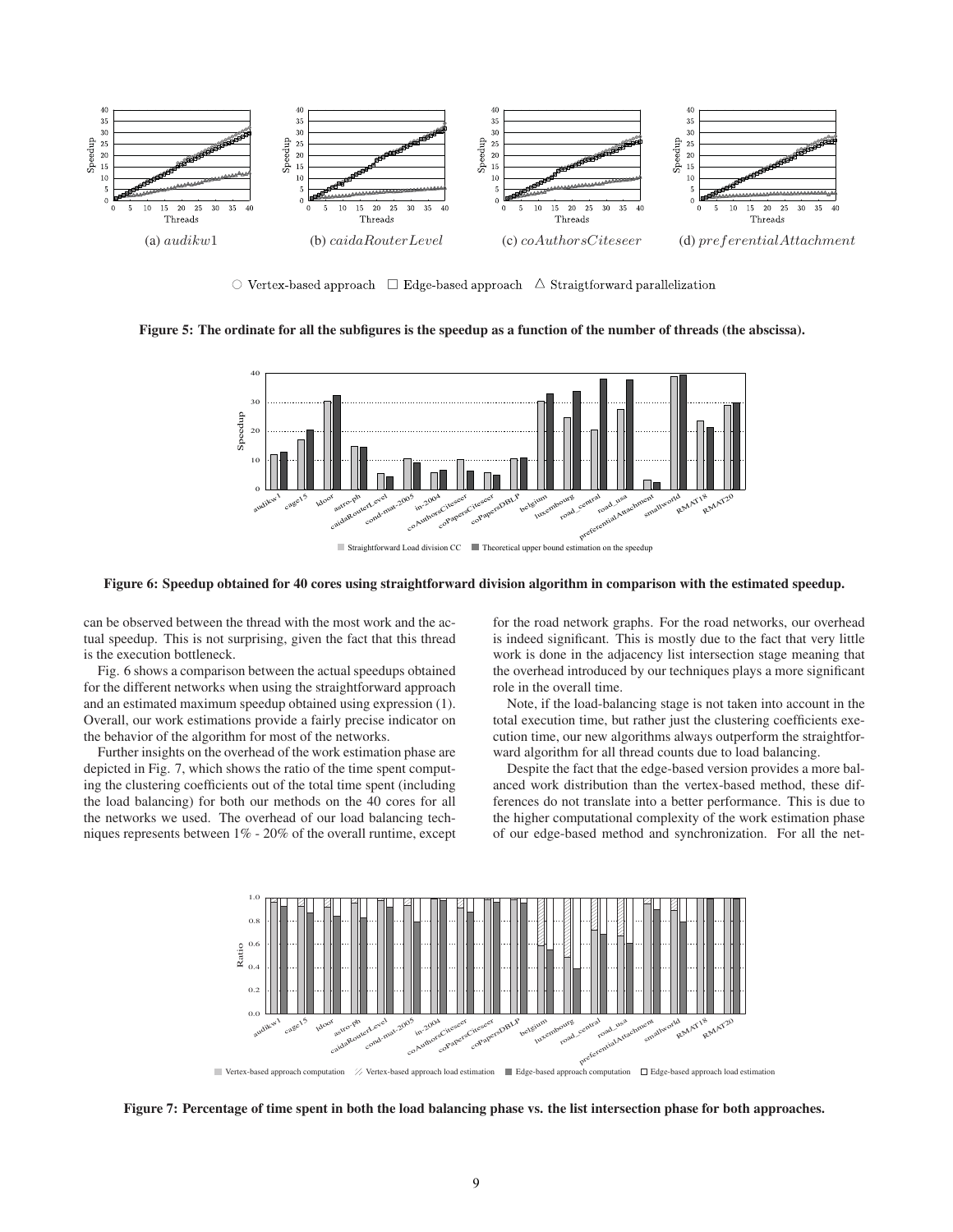○ Vertex-based approach □ Edge-based approach △ Straigtforward parallelization

(a) *audikw1* (b) *caidaRouterLevel* (c) *coAuthorsCiteseer* (d) *preferentialAttachment*

**Figure 5: The ordinate for all the subfigures is the speedup as a function of the number of threads (the abscissa).**

**Figure 6: Speedup obtained for 40 cores using straightforward division algorithm in comparison with the estimated speedup.**

can be observed between the thread with the most work and the actual speedup. This is not surprising, given the fact that this thread is the execution bottleneck.

Fig. 6 shows a comparison between the actual speedups obtained for the different networks when using the straightforward approach and an estimated maximum speedup obtained using expression (1). Overall, our work estimations provide a fairly precise indicator on the behavior of the algorithm for most of the networks.

Further insights on the overhead of the work estimation phase are depicted in Fig. 7, which shows the ratio of the time spent computing the clustering coefficients out of the total time spent (including the load balancing) for both our methods on the 40 cores for all the networks we used. The overhead of our load balancing techniques represents between 1% - 20% of the overall runtime, except for the road network graphs. For the road networks, our overhead is indeed significant. This is mostly due to the fact that very little work is done in the adjacency list intersection stage meaning that the overhead introduced by our techniques plays a more significant role in the overall time.

Note, if the load-balancing stage is not taken into account in the total execution time, but rather just the clustering coefficients execution time, our new algorithms always outperform the straightforward algorithm for all thread counts due to load balancing.

Despite the fact that the edge-based version provides a more balanced work distribution than the vertex-based method, these differences do not translate into a better performance. This is due to the higher computational complexity of the work estimation phase of our edge-based method and synchronization. For all the net-

**Figure 7: Percentage of time spent in both the load balancing phase vs. the list intersection phase for both approaches.**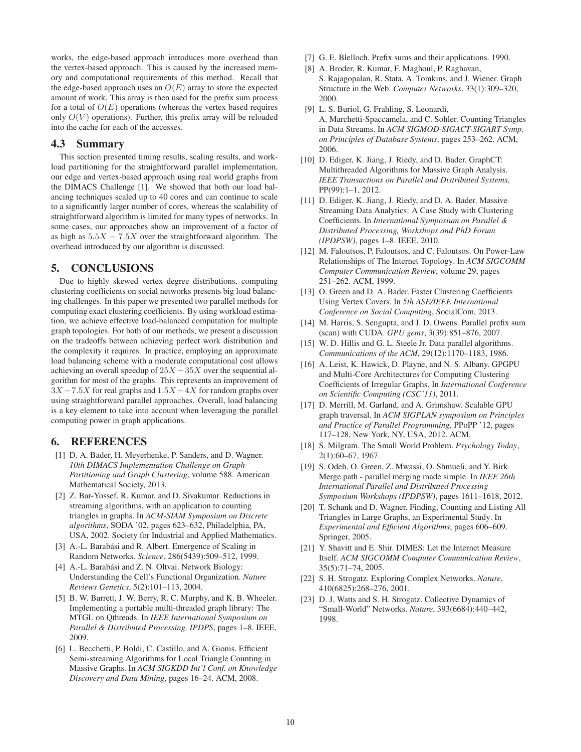works, the edge-based approach introduces more overhead than the vertex-based approach. This is caused by the increased memory and computational requirements of this method. Recall that the edge-based approach uses an $O(E)$ array to store the expected amount of work. This array is then used for the prefix sum process for a total of $O(E)$ operations (whereas the vertex based requires only $O(V)$ operations). Further, this prefix array will be reloaded into the cache for each of the accesses.

### 4.3 Summary

This section presented timing results, scaling results, and workload partitioning for the straightforward parallel implementation, our edge and vertex-based approach using real world graphs from the DIMACS Challenge [1]. We showed that both our load balancing techniques scaled up to 40 cores and can continue to scale to a significantly larger number of cores, whereas the scalability of straightforward algorithm is limited for many types of networks. In some cases, our approaches show an improvement of a factor of as high as $5.5X - 7.5X$ over the straightforward algorithm. The overhead introduced by our algorithm is discussed.

## 5. CONCLUSIONS

Due to highly skewed vertex degree distributions, computing clustering coefficients on social networks presents big load balancing challenges. In this paper we presented two parallel methods for computing exact clustering coefficients. By using workload estimation, we achieve effective load-balanced computation for multiple graph topologies. For both of our methods, we present a discussion on the tradeoffs between achieving perfect work distribution and the complexity it requires. In practice, employing an approximate load balancing scheme with a moderate computational cost allows achieving an overall speedup of $25X - 35X$ over the sequential algorithm for most of the graphs. This represents an improvement of $3X - 7.5X$ for real graphs and $1.5X - 4X$ for random graphs over using straightforward parallel approaches. Overall, load balancing is a key element to take into account when leveraging the parallel computing power in graph applications.

## 6. REFERENCES

[1] D. A. Bader, H. Meyerhenke, P. Sanders, and D. Wagner. *10th DIMACS Implementation Challenge on Graph Partitioning and Graph Clustering*, volume 588. American Mathematical Society, 2013.

[2] Z. Bar-Yossef, R. Kumar, and D. Sivakumar. Reductions in streaming algorithms, with an application to counting triangles in graphs. In *ACM-SIAM Symposium on Discrete algorithms*, SODA '02, pages 623–632, Philadelphia, PA, USA, 2002. Society for Industrial and Applied Mathematics.

[3] A.-L. Barabási and R. Albert. Emergence of Scaling in Random Networks. *Science*, 286(5439):509–512, 1999.

[4] A.-L. Barabási and Z. N. Oltvai. Network Biology: Understanding the Cell's Functional Organization. *Nature Reviews Genetics*, 5(2):101–113, 2004.

[5] B. W. Barrett, J. W. Berry, R. C. Murphy, and K. B. Wheeler. Implementing a portable multi-threaded graph library: The MTGL on Qthreads. In *IEEE International Symposium on Parallel & Distributed Processing, IPDPS*, pages 1–8. IEEE, 2009.

[6] L. Becchetti, P. Boldi, C. Castillo, and A. Gionis. Efficient Semi-streaming Algorithms for Local Triangle Counting in Massive Graphs. In *ACM SIGKDD Int'l Conf. on Knowledge Discovery and Data Mining*, pages 16–24. ACM, 2008.

[7] G. E. Blelloch. Prefix sums and their applications. 1990.

[8] A. Broder, R. Kumar, F. Maghoul, P. Raghavan, S. Rajagopalan, R. Stata, A. Tomkins, and J. Wiener. Graph Structure in the Web. *Computer Networks*, 33(1):309–320, 2000.

[9] L. S. Buriol, G. Frahling, S. Leonardi, A. Marchetti-Spaccamela, and C. Sohler. Counting Triangles in Data Streams. In *ACM SIGMOD-SIGACT-SIGART Symp. on Principles of Database Systems*, pages 253–262. ACM, 2006.

[10] D. Ediger, K. Jiang, J. Riedy, and D. Bader. GraphCT: Multithreaded Algorithms for Massive Graph Analysis. *IEEE Transactions on Parallel and Distributed Systems*, PP(99):1–1, 2012.

[11] D. Ediger, K. Jiang, J. Riedy, and D. A. Bader. Massive Streaming Data Analytics: A Case Study with Clustering Coefficients. In *International Symposium on Parallel & Distributed Processing, Workshops and PhD Forum (IPDPSW)*, pages 1–8. IEEE, 2010.

[12] M. Faloutsos, P. Faloutsos, and C. Faloutsos. On Power-Law Relationships of The Internet Topology. In *ACM SIGCOMM Computer Communication Review*, volume 29, pages 251–262. ACM, 1999.

[13] O. Green and D. A. Bader. Faster Clustering Coefficients Using Vertex Covers. In *5th ASE/IEEE International Conference on Social Computing*, SocialCom, 2013.

[14] M. Harris, S. Sengupta, and J. D. Owens. Parallel prefix sum (scan) with CUDA. *GPU gems*, 3(39):851–876, 2007.

[15] W. D. Hillis and G. L. Steele Jr. Data parallel algorithms. *Communications of the ACM*, 29(12):1170–1183, 1986.

[16] A. Leist, K. Hawick, D. Playne, and N. S. Albany. GPGPU and Multi-Core Architectures for Computing Clustering Coefficients of Irregular Graphs. In *International Conference on Scientific Computing (CSC'11)*, 2011.

[17] D. Merrill, M. Garland, and A. Grimshaw. Scalable GPU graph traversal. In *ACM SIGPLAN symposium on Principles and Practice of Parallel Programming*, PPoPP '12, pages 117–128, New York, NY, USA, 2012. ACM.

[18] S. Milgram. The Small World Problem. *Psychology Today*, 2(1):60–67, 1967.

[19] S. Odeh, O. Green, Z. Mwassi, O. Shmueli, and Y. Birk. Merge path - parallel merging made simple. In *IEEE 26th International Parallel and Distributed Processing Symposium Workshops (IPDPSW)*, pages 1611–1618, 2012.

[20] T. Schank and D. Wagner. Finding, Counting and Listing All Triangles in Large Graphs, an Experimental Study. In *Experimental and Efficient Algorithms*, pages 606–609. Springer, 2005.

[21] Y. Shavitt and E. Shir. DIMES: Let the Internet Measure Itself. *ACM SIGCOMM Computer Communication Review*, 35(5):71–74, 2005.

[22] S. H. Strogatz. Exploring Complex Networks. *Nature*, 410(6825):268–276, 2001.

[23] D. J. Watts and S. H. Strogatz. Collective Dynamics of "Small-World" Networks. *Nature*, 393(6684):440–442, 1998.